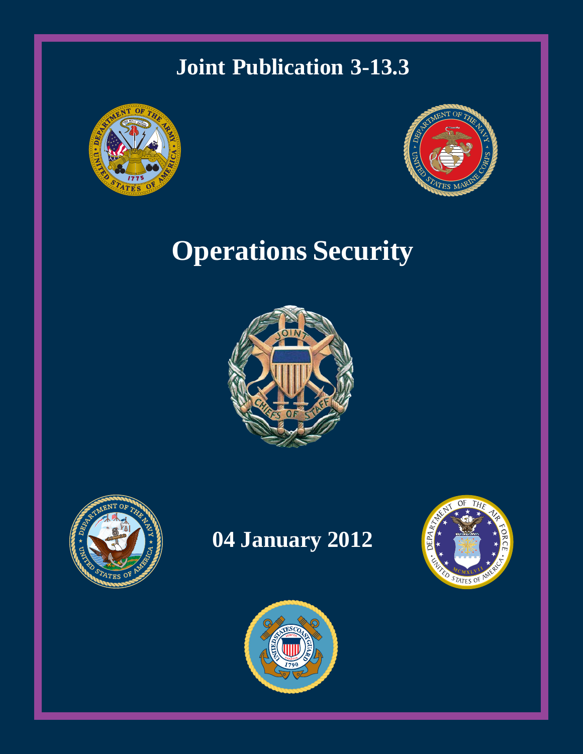# Joint Publication 3-13.3

# Operations Security

## 04 January 2012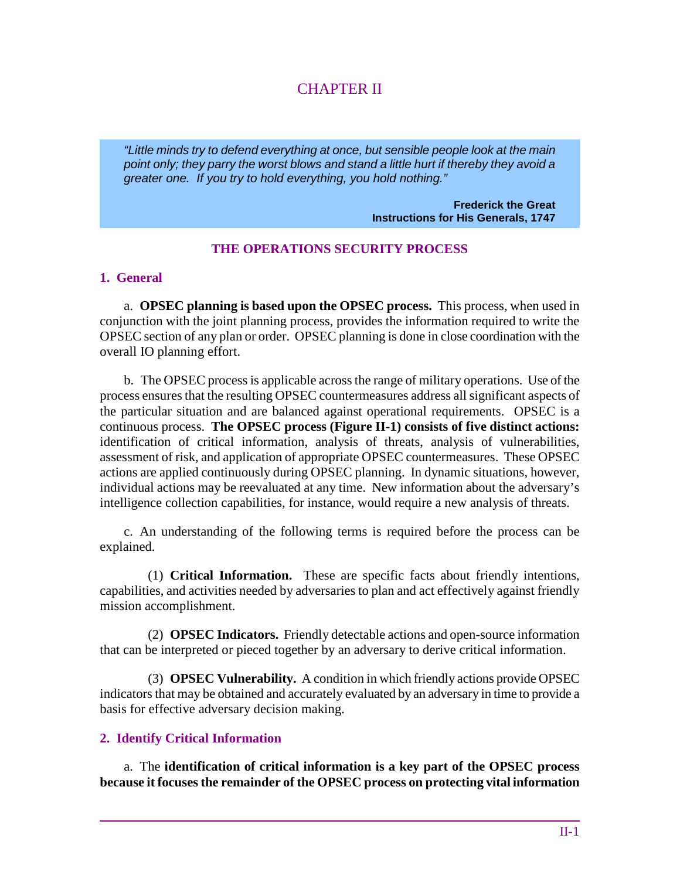# CHAPTER II

> *"Little minds try to defend everything at once, but sensible people look at the main point only; they parry the worst blows and stand a little hurt if thereby they avoid a greater one. If you try to hold everything, you hold nothing."*
>
> **Frederick the Great**
> **Instructions for His Generals, 1747**

## THE OPERATIONS SECURITY PROCESS

### 1. General

a. **OPSEC planning is based upon the OPSEC process.** This process, when used in conjunction with the joint planning process, provides the information required to write the OPSEC section of any plan or order. OPSEC planning is done in close coordination with the overall IO planning effort.

b. The OPSEC process is applicable across the range of military operations. Use of the process ensures that the resulting OPSEC countermeasures address all significant aspects of the particular situation and are balanced against operational requirements. OPSEC is a continuous process. **The OPSEC process (Figure II-1) consists of five distinct actions:** identification of critical information, analysis of threats, analysis of vulnerabilities, assessment of risk, and application of appropriate OPSEC countermeasures. These OPSEC actions are applied continuously during OPSEC planning. In dynamic situations, however, individual actions may be reevaluated at any time. New information about the adversary's intelligence collection capabilities, for instance, would require a new analysis of threats.

c. An understanding of the following terms is required before the process can be explained.

(1) **Critical Information.** These are specific facts about friendly intentions, capabilities, and activities needed by adversaries to plan and act effectively against friendly mission accomplishment.

(2) **OPSEC Indicators.** Friendly detectable actions and open-source information that can be interpreted or pieced together by an adversary to derive critical information.

(3) **OPSEC Vulnerability.** A condition in which friendly actions provide OPSEC indicators that may be obtained and accurately evaluated by an adversary in time to provide a basis for effective adversary decision making.

### 2. Identify Critical Information

a. The **identification of critical information is a key part of the OPSEC process because it focuses the remainder of the OPSEC process on protecting vital information**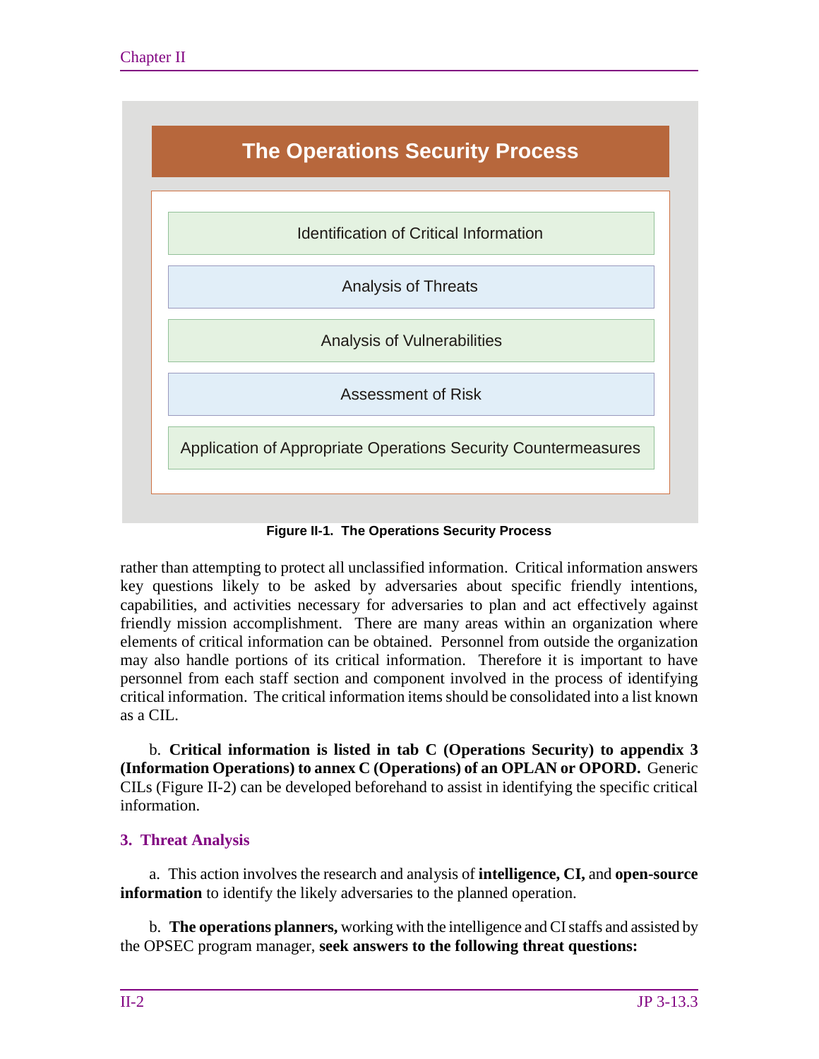**The Operations Security Process**

- Identification of Critical Information
- Analysis of Threats
- Analysis of Vulnerabilities
- Assessment of Risk
- Application of Appropriate Operations Security Countermeasures

**Figure II-1. The Operations Security Process**

rather than attempting to protect all unclassified information. Critical information answers key questions likely to be asked by adversaries about specific friendly intentions, capabilities, and activities necessary for adversaries to plan and act effectively against friendly mission accomplishment. There are many areas within an organization where elements of critical information can be obtained. Personnel from outside the organization may also handle portions of its critical information. Therefore it is important to have personnel from each staff section and component involved in the process of identifying critical information. The critical information items should be consolidated into a list known as a CIL.

b. **Critical information is listed in tab C (Operations Security) to appendix 3 (Information Operations) to annex C (Operations) of an OPLAN or OPORD.** Generic CILs (Figure II-2) can be developed beforehand to assist in identifying the specific critical information.

## 3. Threat Analysis

a. This action involves the research and analysis of **intelligence, CI,** and **open-source information** to identify the likely adversaries to the planned operation.

b. **The operations planners,** working with the intelligence and CI staffs and assisted by the OPSEC program manager, **seek answers to the following threat questions:**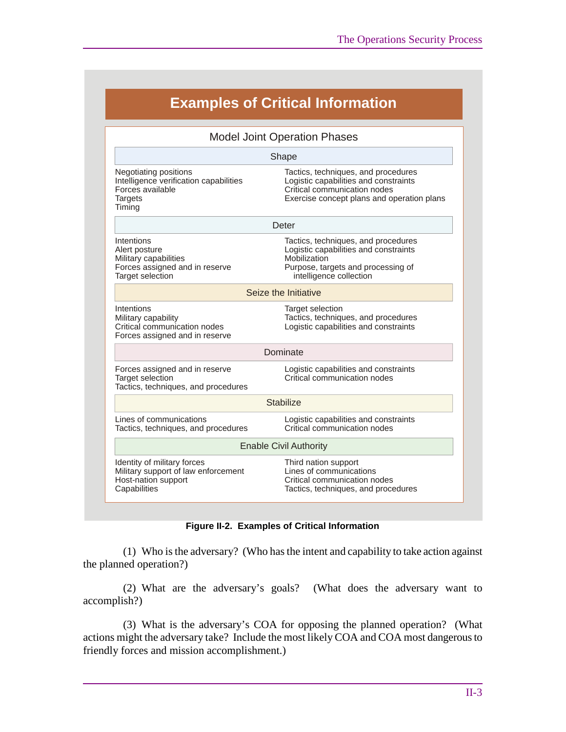## Examples of Critical Information

**Model Joint Operation Phases**

| Shape | |
|---|---|
| Negotiating positions<br>Intelligence verification capabilities<br>Forces available<br>Targets<br>Timing | Tactics, techniques, and procedures<br>Logistic capabilities and constraints<br>Critical communication nodes<br>Exercise concept plans and operation plans |
| **Deter** | |
| Intentions<br>Alert posture<br>Military capabilities<br>Forces assigned and in reserve<br>Target selection | Tactics, techniques, and procedures<br>Logistic capabilities and constraints<br>Mobilization<br>Purpose, targets and processing of intelligence collection |
| **Seize the Initiative** | |
| Intentions<br>Military capability<br>Critical communication nodes<br>Forces assigned and in reserve | Target selection<br>Tactics, techniques, and procedures<br>Logistic capabilities and constraints |
| **Dominate** | |
| Forces assigned and in reserve<br>Target selection<br>Tactics, techniques, and procedures | Logistic capabilities and constraints<br>Critical communication nodes |
| **Stabilize** | |
| Lines of communications<br>Tactics, techniques, and procedures | Logistic capabilities and constraints<br>Critical communication nodes |
| **Enable Civil Authority** | |
| Identity of military forces<br>Military support of law enforcement<br>Host-nation support<br>Capabilities | Third nation support<br>Lines of communications<br>Critical communication nodes<br>Tactics, techniques, and procedures |

**Figure II-2. Examples of Critical Information**

(1) Who is the adversary? (Who has the intent and capability to take action against the planned operation?)

(2) What are the adversary's goals? (What does the adversary want to accomplish?)

(3) What is the adversary's COA for opposing the planned operation? (What actions might the adversary take? Include the most likely COA and COA most dangerous to friendly forces and mission accomplishment.)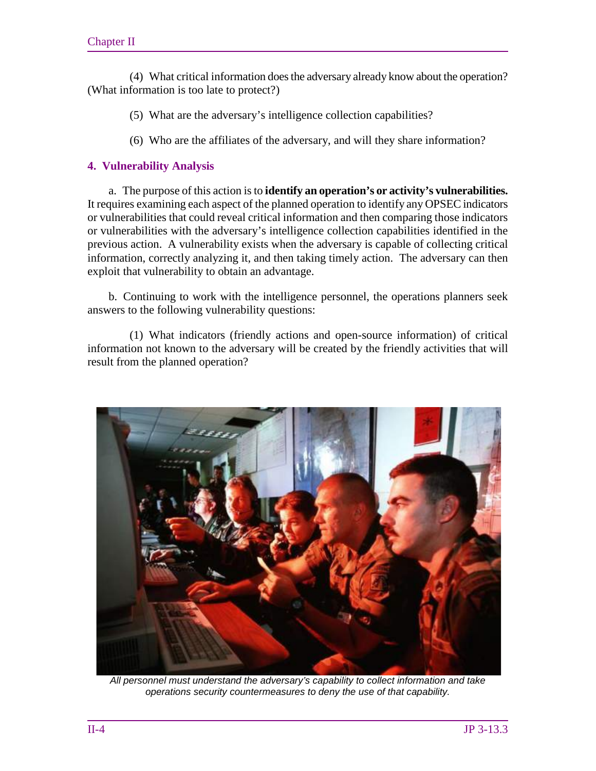(4) What critical information does the adversary already know about the operation? (What information is too late to protect?)

(5) What are the adversary's intelligence collection capabilities?

(6) Who are the affiliates of the adversary, and will they share information?

## 4. Vulnerability Analysis

a. The purpose of this action is to **identify an operation's or activity's vulnerabilities.** It requires examining each aspect of the planned operation to identify any OPSEC indicators or vulnerabilities that could reveal critical information and then comparing those indicators or vulnerabilities with the adversary's intelligence collection capabilities identified in the previous action. A vulnerability exists when the adversary is capable of collecting critical information, correctly analyzing it, and then taking timely action. The adversary can then exploit that vulnerability to obtain an advantage.

b. Continuing to work with the intelligence personnel, the operations planners seek answers to the following vulnerability questions:

(1) What indicators (friendly actions and open-source information) of critical information not known to the adversary will be created by the friendly activities that will result from the planned operation?

*All personnel must understand the adversary's capability to collect information and take operations security countermeasures to deny the use of that capability.*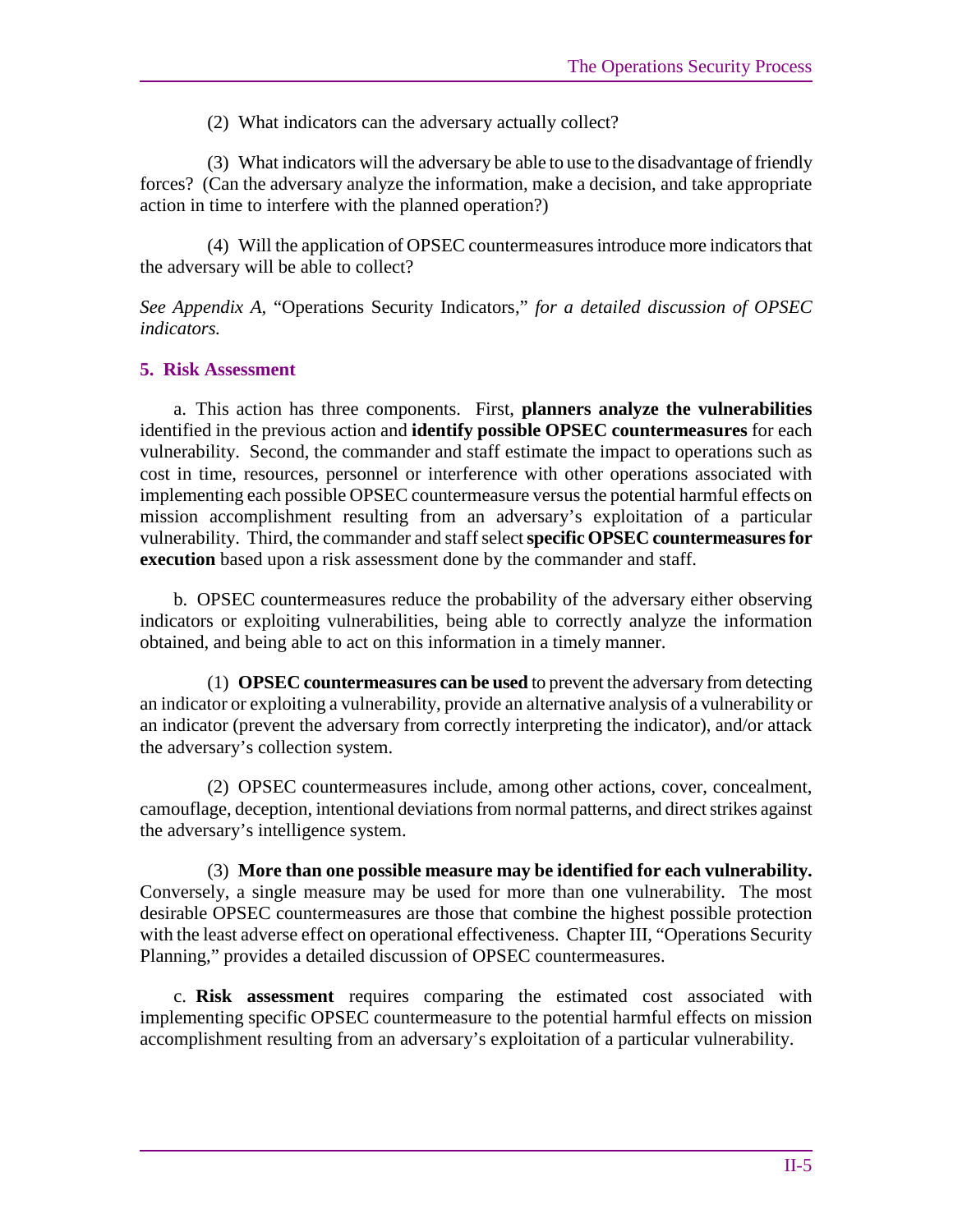(2) What indicators can the adversary actually collect?

(3) What indicators will the adversary be able to use to the disadvantage of friendly forces? (Can the adversary analyze the information, make a decision, and take appropriate action in time to interfere with the planned operation?)

(4) Will the application of OPSEC countermeasures introduce more indicators that the adversary will be able to collect?

*See Appendix A,* "Operations Security Indicators," *for a detailed discussion of OPSEC indicators.*

## 5. Risk Assessment

a. This action has three components. First, **planners analyze the vulnerabilities** identified in the previous action and **identify possible OPSEC countermeasures** for each vulnerability. Second, the commander and staff estimate the impact to operations such as cost in time, resources, personnel or interference with other operations associated with implementing each possible OPSEC countermeasure versus the potential harmful effects on mission accomplishment resulting from an adversary's exploitation of a particular vulnerability. Third, the commander and staff select **specific OPSEC countermeasures for execution** based upon a risk assessment done by the commander and staff.

b. OPSEC countermeasures reduce the probability of the adversary either observing indicators or exploiting vulnerabilities, being able to correctly analyze the information obtained, and being able to act on this information in a timely manner.

(1) **OPSEC countermeasures can be used** to prevent the adversary from detecting an indicator or exploiting a vulnerability, provide an alternative analysis of a vulnerability or an indicator (prevent the adversary from correctly interpreting the indicator), and/or attack the adversary's collection system.

(2) OPSEC countermeasures include, among other actions, cover, concealment, camouflage, deception, intentional deviations from normal patterns, and direct strikes against the adversary's intelligence system.

(3) **More than one possible measure may be identified for each vulnerability.** Conversely, a single measure may be used for more than one vulnerability. The most desirable OPSEC countermeasures are those that combine the highest possible protection with the least adverse effect on operational effectiveness. Chapter III, "Operations Security Planning," provides a detailed discussion of OPSEC countermeasures.

c. **Risk assessment** requires comparing the estimated cost associated with implementing specific OPSEC countermeasure to the potential harmful effects on mission accomplishment resulting from an adversary's exploitation of a particular vulnerability.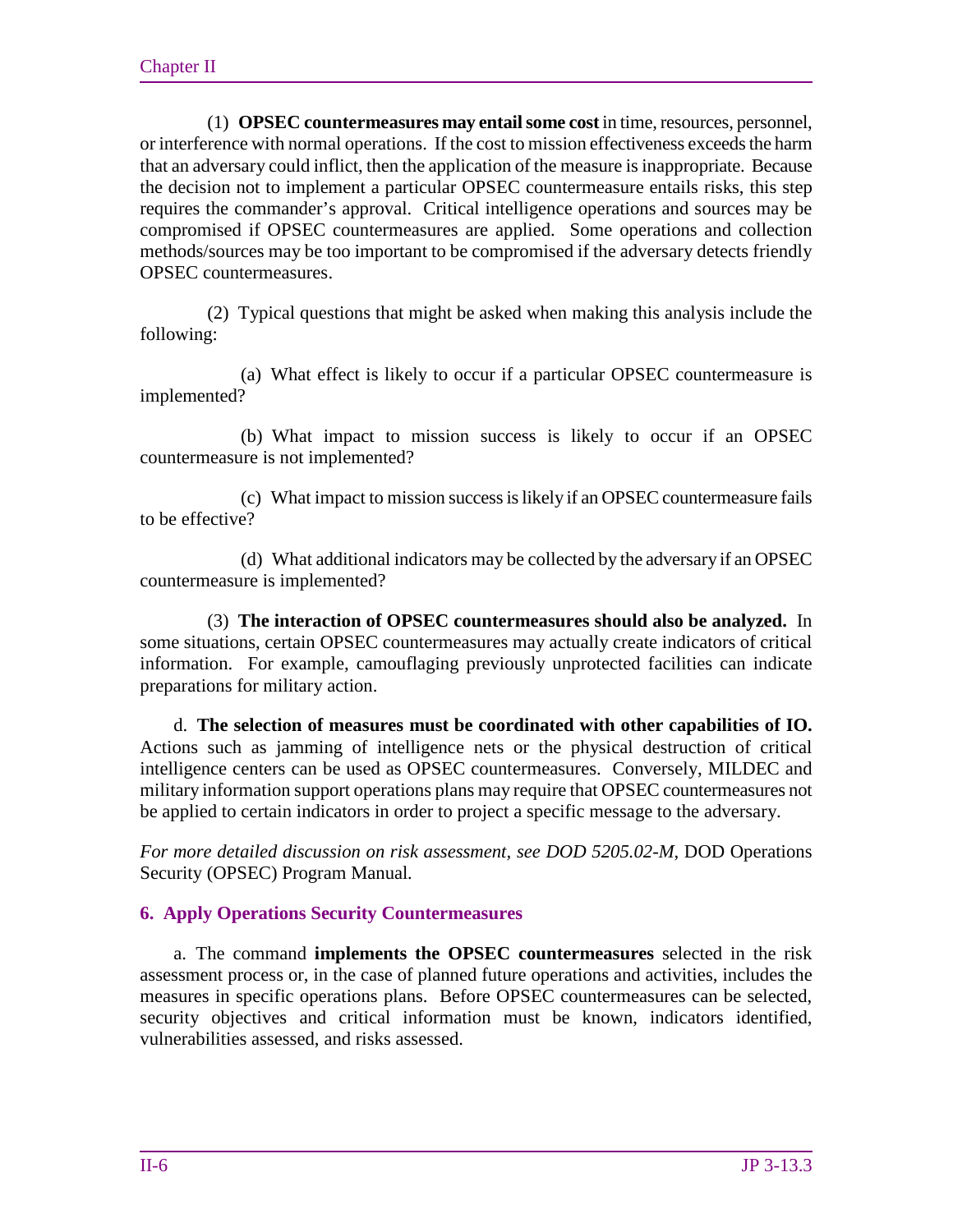(1) **OPSEC countermeasures may entail some cost** in time, resources, personnel, or interference with normal operations. If the cost to mission effectiveness exceeds the harm that an adversary could inflict, then the application of the measure is inappropriate. Because the decision not to implement a particular OPSEC countermeasure entails risks, this step requires the commander's approval. Critical intelligence operations and sources may be compromised if OPSEC countermeasures are applied. Some operations and collection methods/sources may be too important to be compromised if the adversary detects friendly OPSEC countermeasures.

(2) Typical questions that might be asked when making this analysis include the following:

(a) What effect is likely to occur if a particular OPSEC countermeasure is implemented?

(b) What impact to mission success is likely to occur if an OPSEC countermeasure is not implemented?

(c) What impact to mission success is likely if an OPSEC countermeasure fails to be effective?

(d) What additional indicators may be collected by the adversary if an OPSEC countermeasure is implemented?

(3) **The interaction of OPSEC countermeasures should also be analyzed.** In some situations, certain OPSEC countermeasures may actually create indicators of critical information. For example, camouflaging previously unprotected facilities can indicate preparations for military action.

d. **The selection of measures must be coordinated with other capabilities of IO.** Actions such as jamming of intelligence nets or the physical destruction of critical intelligence centers can be used as OPSEC countermeasures. Conversely, MILDEC and military information support operations plans may require that OPSEC countermeasures not be applied to certain indicators in order to project a specific message to the adversary.

*For more detailed discussion on risk assessment, see DOD 5205.02-M,* DOD Operations Security (OPSEC) Program Manual*.*

## 6. Apply Operations Security Countermeasures

a. The command **implements the OPSEC countermeasures** selected in the risk assessment process or, in the case of planned future operations and activities, includes the measures in specific operations plans. Before OPSEC countermeasures can be selected, security objectives and critical information must be known, indicators identified, vulnerabilities assessed, and risks assessed.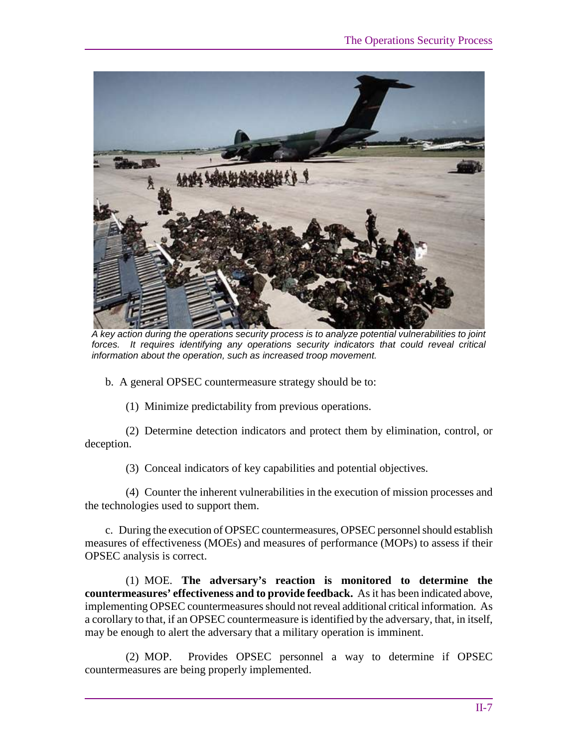*A key action during the operations security process is to analyze potential vulnerabilities to joint forces. It requires identifying any operations security indicators that could reveal critical information about the operation, such as increased troop movement.*

b. A general OPSEC countermeasure strategy should be to:

(1) Minimize predictability from previous operations.

(2) Determine detection indicators and protect them by elimination, control, or deception.

(3) Conceal indicators of key capabilities and potential objectives.

(4) Counter the inherent vulnerabilities in the execution of mission processes and the technologies used to support them.

c. During the execution of OPSEC countermeasures, OPSEC personnel should establish measures of effectiveness (MOEs) and measures of performance (MOPs) to assess if their OPSEC analysis is correct.

(1) MOE. **The adversary's reaction is monitored to determine the countermeasures' effectiveness and to provide feedback.** As it has been indicated above, implementing OPSEC countermeasures should not reveal additional critical information. As a corollary to that, if an OPSEC countermeasure is identified by the adversary, that, in itself, may be enough to alert the adversary that a military operation is imminent.

(2) MOP. Provides OPSEC personnel a way to determine if OPSEC countermeasures are being properly implemented.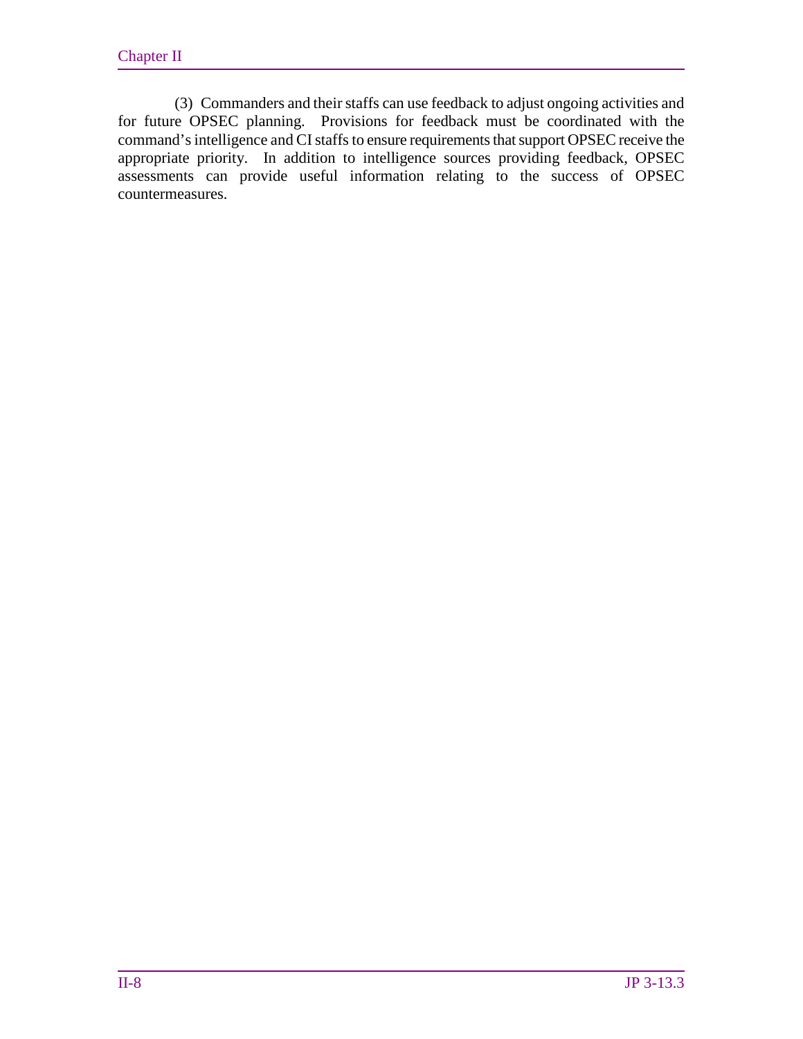(3) Commanders and their staffs can use feedback to adjust ongoing activities and for future OPSEC planning. Provisions for feedback must be coordinated with the command's intelligence and CI staffs to ensure requirements that support OPSEC receive the appropriate priority. In addition to intelligence sources providing feedback, OPSEC assessments can provide useful information relating to the success of OPSEC countermeasures.